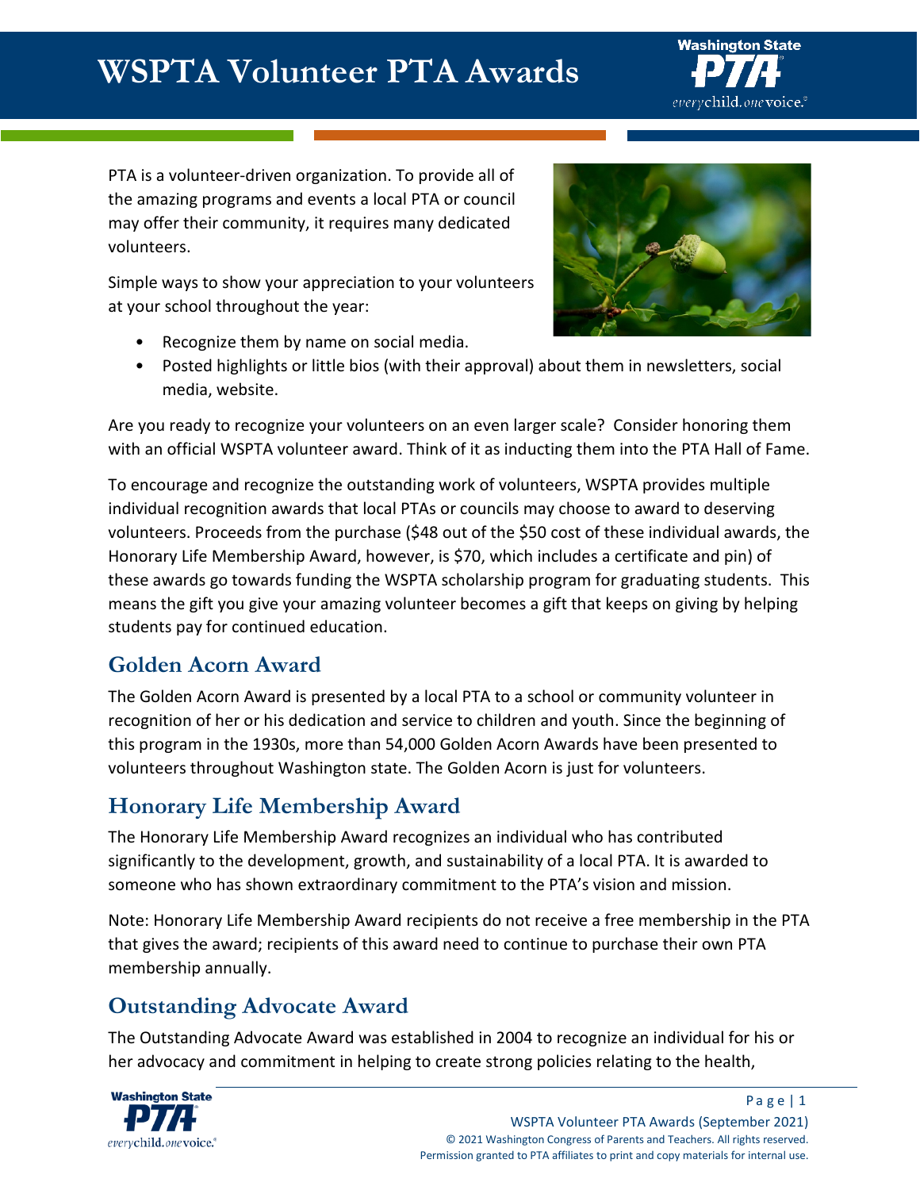# WSPTA Volunteer PTA Awards

PTA is a volunteer-driven organization. To provide all of the amazing programs and events a local PTA or council may offer their community, it requires many dedicated volunteers.

Simple ways to show your appreciation to your volunteers at your school throughout the year:

- Recognize them by name on social media.
- Posted highlights or little bios (with their approval) about them in newsletters, social media, website.

Are you ready to recognize your volunteers on an even larger scale? Consider honoring them with an official WSPTA volunteer award. Think of it as inducting them into the PTA Hall of Fame.

To encourage and recognize the outstanding work of volunteers, WSPTA provides multiple individual recognition awards that local PTAs or councils may choose to award to deserving volunteers. Proceeds from the purchase ($48 out of the $50 cost of these individual awards, the Honorary Life Membership Award, however, is $70, which includes a certificate and pin) of these awards go towards funding the WSPTA scholarship program for graduating students. This means the gift you give your amazing volunteer becomes a gift that keeps on giving by helping students pay for continued education.

## Golden Acorn Award

The Golden Acorn Award is presented by a local PTA to a school or community volunteer in recognition of her or his dedication and service to children and youth. Since the beginning of this program in the 1930s, more than 54,000 Golden Acorn Awards have been presented to volunteers throughout Washington state. The Golden Acorn is just for volunteers.

## Honorary Life Membership Award

The Honorary Life Membership Award recognizes an individual who has contributed significantly to the development, growth, and sustainability of a local PTA. It is awarded to someone who has shown extraordinary commitment to the PTA's vision and mission.

Note: Honorary Life Membership Award recipients do not receive a free membership in the PTA that gives the award; recipients of this award need to continue to purchase their own PTA membership annually.

## Outstanding Advocate Award

The Outstanding Advocate Award was established in 2004 to recognize an individual for his or her advocacy and commitment in helping to create strong policies relating to the health,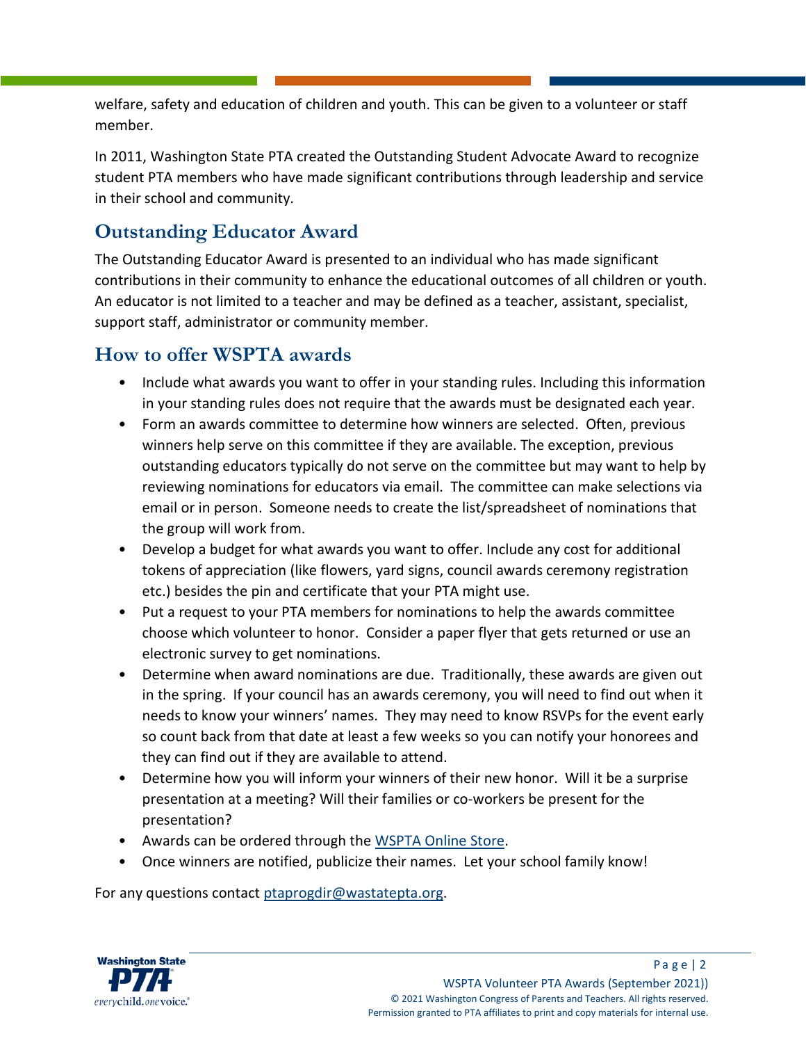welfare, safety and education of children and youth. This can be given to a volunteer or staff member.

In 2011, Washington State PTA created the Outstanding Student Advocate Award to recognize student PTA members who have made significant contributions through leadership and service in their school and community.

## Outstanding Educator Award

The Outstanding Educator Award is presented to an individual who has made significant contributions in their community to enhance the educational outcomes of all children or youth. An educator is not limited to a teacher and may be defined as a teacher, assistant, specialist, support staff, administrator or community member.

## How to offer WSPTA awards

- Include what awards you want to offer in your standing rules. Including this information in your standing rules does not require that the awards must be designated each year.
- Form an awards committee to determine how winners are selected. Often, previous winners help serve on this committee if they are available. The exception, previous outstanding educators typically do not serve on the committee but may want to help by reviewing nominations for educators via email. The committee can make selections via email or in person. Someone needs to create the list/spreadsheet of nominations that the group will work from.
- Develop a budget for what awards you want to offer. Include any cost for additional tokens of appreciation (like flowers, yard signs, council awards ceremony registration etc.) besides the pin and certificate that your PTA might use.
- Put a request to your PTA members for nominations to help the awards committee choose which volunteer to honor. Consider a paper flyer that gets returned or use an electronic survey to get nominations.
- Determine when award nominations are due. Traditionally, these awards are given out in the spring. If your council has an awards ceremony, you will need to find out when it needs to know your winners' names. They may need to know RSVPs for the event early so count back from that date at least a few weeks so you can notify your honorees and they can find out if they are available to attend.
- Determine how you will inform your winners of their new honor. Will it be a surprise presentation at a meeting? Will their families or co-workers be present for the presentation?
- Awards can be ordered through the WSPTA Online Store.
- Once winners are notified, publicize their names. Let your school family know!

For any questions contact ptaprogdir@wastatepta.org.